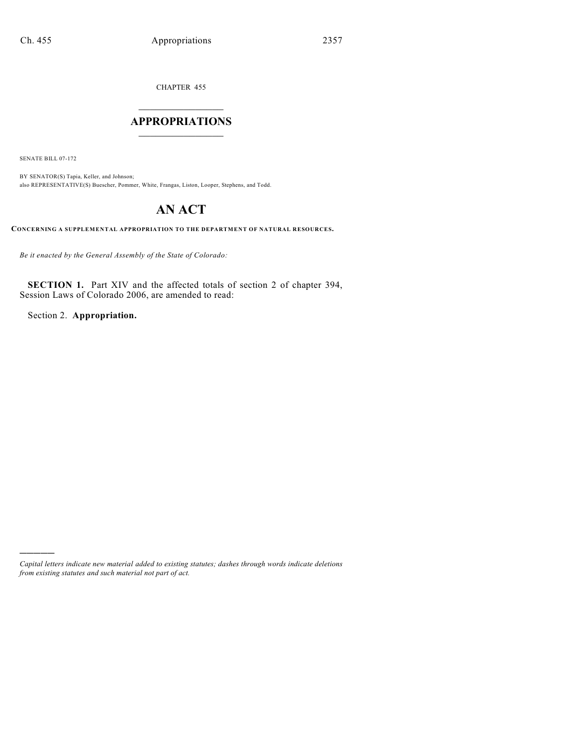CHAPTER 455

# APPROPRIATIONS

SENATE BILL 07-172

BY SENATOR(S) Tapia, Keller, and Johnson;
also REPRESENTATIVE(S) Buescher, Pommer, White, Frangas, Liston, Looper, Stephens, and Todd.

# AN ACT

**CONCERNING A SUPPLEMENTAL APPROPRIATION TO THE DEPARTMENT OF NATURAL RESOURCES.**

*Be it enacted by the General Assembly of the State of Colorado:*

**SECTION 1.** Part XIV and the affected totals of section 2 of chapter 394, Session Laws of Colorado 2006, are amended to read:

Section 2. **Appropriation.**

---

*Capital letters indicate new material added to existing statutes; dashes through words indicate deletions from existing statutes and such material not part of act.*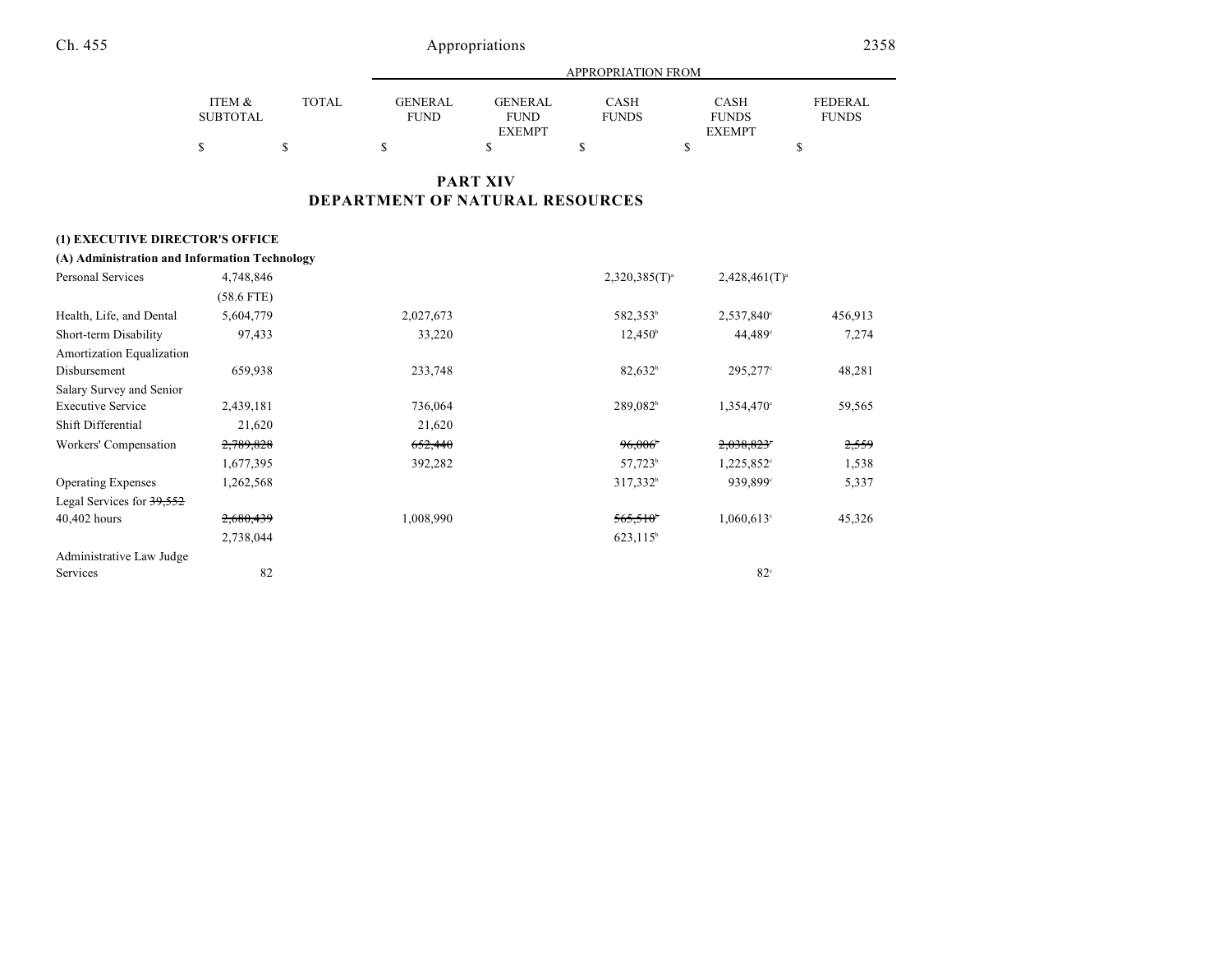| | ITEM & SUBTOTAL | TOTAL | APPROPRIATION FROM GENERAL FUND | GENERAL FUND EXEMPT | CASH FUNDS | CASH FUNDS EXEMPT | FEDERAL FUNDS |
|---|---|---|---|---|---|---|---|
| | $ | $ | $ | $ | $ | $ | $ |

## PART XIV
## DEPARTMENT OF NATURAL RESOURCES

**(1) EXECUTIVE DIRECTOR'S OFFICE**

**(A) Administration and Information Technology**

| | ITEM & SUBTOTAL | TOTAL | GENERAL FUND | GENERAL FUND EXEMPT | CASH FUNDS | CASH FUNDS EXEMPT | FEDERAL FUNDS |
|---|---|---|---|---|---|---|---|
| Personal Services | 4,748,846 | | | | 2,320,385(T)[a] | 2,428,461(T)[a] | |
| | (58.6 FTE) | | | | | | |
| Health, Life, and Dental | 5,604,779 | | 2,027,673 | | 582,353[b] | 2,537,840[c] | 456,913 |
| Short-term Disability | 97,433 | | 33,220 | | 12,450[b] | 44,489[c] | 7,274 |
| Amortization Equalization Disbursement | 659,938 | | 233,748 | | 82,632[b] | 295,277[c] | 48,281 |
| Salary Survey and Senior Executive Service | 2,439,181 | | 736,064 | | 289,082[b] | 1,354,470[c] | 59,565 |
| Shift Differential | 21,620 | | 21,620 | | | | |
| Workers' Compensation | ~~2,789,828~~ | | ~~652,440~~ | | ~~96,006[b]~~ | ~~2,038,823[c]~~ | ~~2,559~~ |
| | 1,677,395 | | 392,282 | | 57,723[b] | 1,225,852[c] | 1,538 |
| Operating Expenses | 1,262,568 | | | | 317,332[b] | 939,899[c] | 5,337 |
| Legal Services for ~~39,552~~ 40,402 hours | ~~2,680,439~~ | | 1,008,990 | | ~~565,510[b]~~ | 1,060,613[c] | 45,326 |
| | 2,738,044 | | | | 623,115[b] | | |
| Administrative Law Judge Services | 82 | | | | | 82[c] | |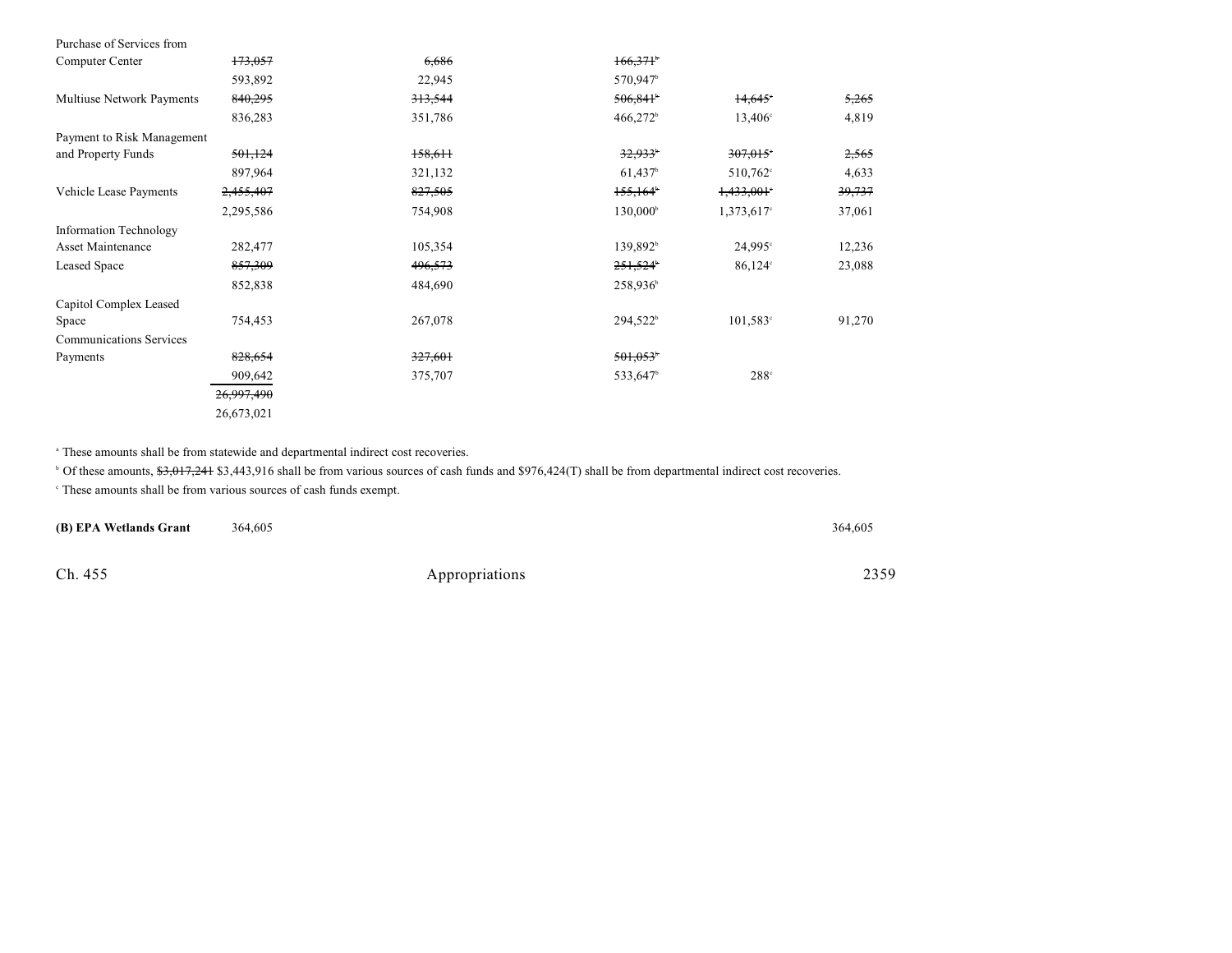| | | | | | |
|---|---|---|---|---|---|
| Purchase of Services from Computer Center | ~~173,057~~ | ~~6,686~~ | ~~166,371~~[b] | | |
| | 593,892 | 22,945 | 570,947[b] | | |
| Multiuse Network Payments | ~~840,295~~ | ~~313,544~~ | ~~506,841~~[b] | ~~14,645~~[c] | ~~5,265~~ |
| | 836,283 | 351,786 | 466,272[b] | 13,406[c] | 4,819 |
| Payment to Risk Management and Property Funds | ~~501,124~~ | ~~158,611~~ | ~~32,933~~[b] | ~~307,015~~[c] | ~~2,565~~ |
| | 897,964 | 321,132 | 61,437[b] | 510,762[c] | 4,633 |
| Vehicle Lease Payments | ~~2,455,407~~ | ~~827,505~~ | ~~155,164~~[b] | ~~1,433,001~~[c] | ~~39,737~~ |
| | 2,295,586 | 754,908 | 130,000[b] | 1,373,617[c] | 37,061 |
| Information Technology Asset Maintenance | 282,477 | 105,354 | 139,892[b] | 24,995[c] | 12,236 |
| Leased Space | ~~857,309~~ | ~~496,573~~ | ~~251,524~~[b] | 86,124[c] | 23,088 |
| | 852,838 | 484,690 | 258,936[b] | | |
| Capitol Complex Leased Space | 754,453 | 267,078 | 294,522[b] | 101,583[c] | 91,270 |
| Communications Services Payments | ~~828,654~~ | ~~327,601~~ | ~~501,053~~[b] | | |
| | 909,642 | 375,707 | 533,647[b] | 288[c] | |
| | ~~26,997,490~~ | | | | |
| | 26,673,021 | | | | |

[a] These amounts shall be from statewide and departmental indirect cost recoveries.

[b] Of these amounts, ~~$3,017,241~~ $3,443,916 shall be from various sources of cash funds and $976,424(T) shall be from departmental indirect cost recoveries.

[c] These amounts shall be from various sources of cash funds exempt.

| | | | | | |
|---|---|---|---|---|---|
| **(B) EPA Wetlands Grant** | 364,605 | | | | 364,605 |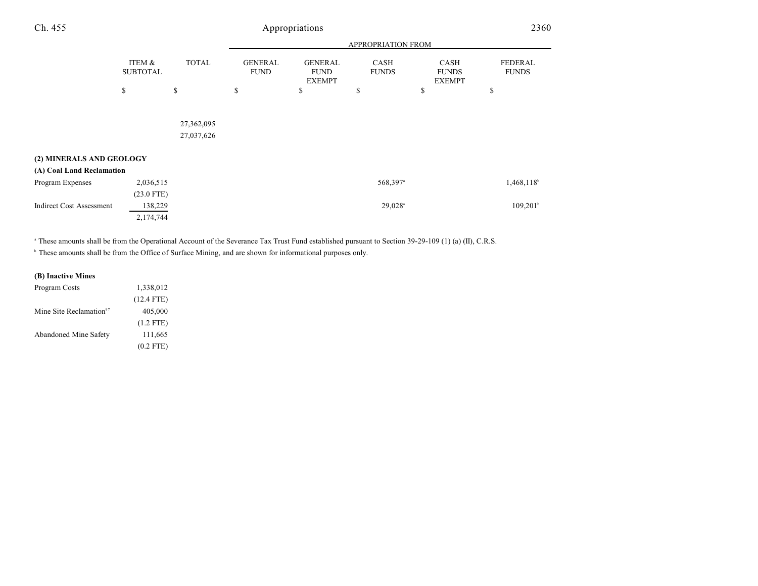| | ITEM & SUBTOTAL | TOTAL | APPROPRIATION FROM | | | | |
|---|---|---|---|---|---|---|---|
| | | | GENERAL FUND | GENERAL FUND EXEMPT | CASH FUNDS | CASH FUNDS EXEMPT | FEDERAL FUNDS |
| | $ | $ | $ | $ | $ | $ | $ |
| | | ~~27,362,095~~ | | | | | |
| | | 27,037,626 | | | | | |
| **(2) MINERALS AND GEOLOGY** | | | | | | | |
| **(A) Coal Land Reclamation** | | | | | | | |
| Program Expenses | 2,036,515 | | | | 568,397[a] | | 1,468,118[b] |
| | (23.0 FTE) | | | | | | |
| Indirect Cost Assessment | 138,229 | | | | 29,028[a] | | 109,201[b] |
| | 2,174,744 | | | | | | |

[a] These amounts shall be from the Operational Account of the Severance Tax Trust Fund established pursuant to Section 39-29-109 (1) (a) (II), C.R.S.

[b] These amounts shall be from the Office of Surface Mining, and are shown for informational purposes only.

| | ITEM & SUBTOTAL | TOTAL | GENERAL FUND | GENERAL FUND EXEMPT | CASH FUNDS | CASH FUNDS EXEMPT | FEDERAL FUNDS |
|---|---|---|---|---|---|---|---|
| **(B) Inactive Mines** | | | | | | | |
| Program Costs | 1,338,012 | | | | | | |
| | (12.4 FTE) | | | | | | |
| Mine Site Reclamation[97] | 405,000 | | | | | | |
| | (1.2 FTE) | | | | | | |
| Abandoned Mine Safety | 111,665 | | | | | | |
| | (0.2 FTE) | | | | | | |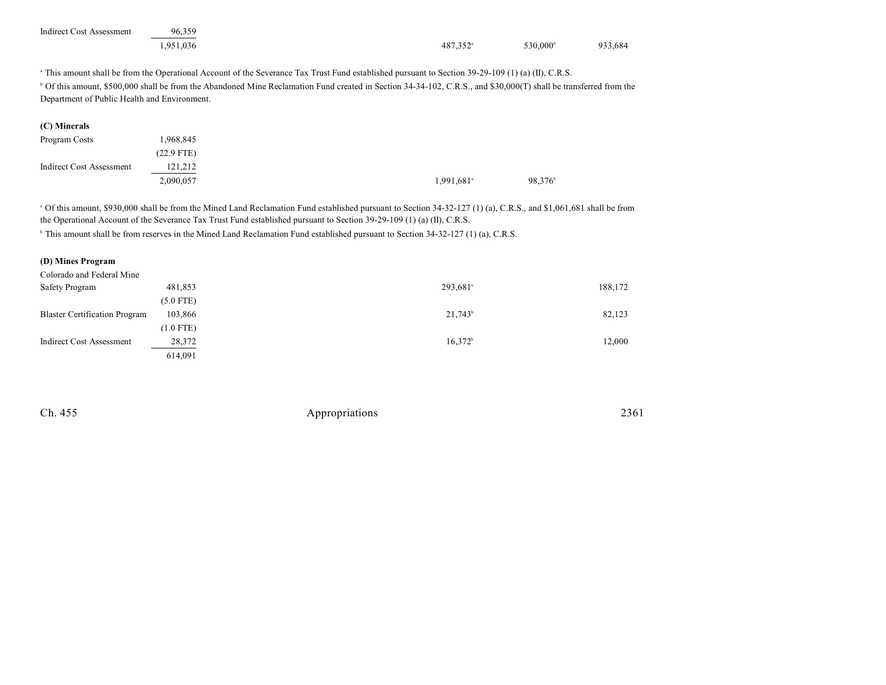| | | | | | |
|---|---|---|---|---|---|
| Indirect Cost Assessment | 96,359 | | | | |
| | 1,951,036 | | 487,352[a] | 530,000[b] | 933,684 |

[a] This amount shall be from the Operational Account of the Severance Tax Trust Fund established pursuant to Section 39-29-109 (1) (a) (II), C.R.S.

[b] Of this amount, $500,000 shall be from the Abandoned Mine Reclamation Fund created in Section 34-34-102, C.R.S., and $30,000(T) shall be transferred from the Department of Public Health and Environment.

**(C) Minerals**

| | | | | | |
|---|---|---|---|---|---|
| Program Costs | 1,968,845 | | | | |
| | (22.9 FTE) | | | | |
| Indirect Cost Assessment | 121,212 | | | | |
| | 2,090,057 | | 1,991,681[a] | 98,376[b] | |

[a] Of this amount, $930,000 shall be from the Mined Land Reclamation Fund established pursuant to Section 34-32-127 (1) (a), C.R.S., and $1,061,681 shall be from the Operational Account of the Severance Tax Trust Fund established pursuant to Section 39-29-109 (1) (a) (II), C.R.S.

[b] This amount shall be from reserves in the Mined Land Reclamation Fund established pursuant to Section 34-32-127 (1) (a), C.R.S.

**(D) Mines Program**

| | | | | | |
|---|---|---|---|---|---|
| Colorado and Federal Mine Safety Program | 481,853 | | 293,681[a] | | 188,172 |
| | (5.0 FTE) | | | | |
| Blaster Certification Program | 103,866 | | 21,743[b] | | 82,123 |
| | (1.0 FTE) | | | | |
| Indirect Cost Assessment | 28,372 | | 16,372[b] | | 12,000 |
| | 614,091 | | | | |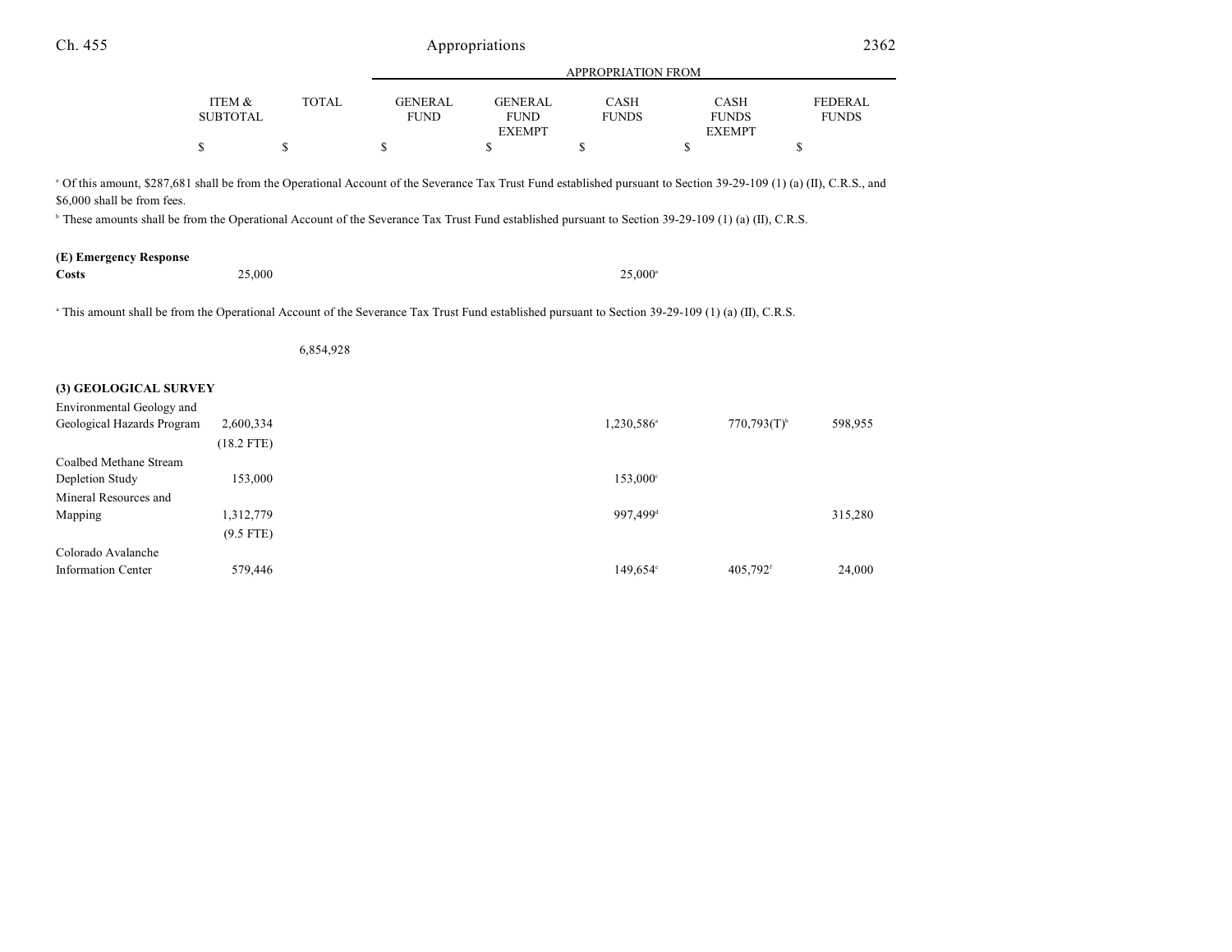| | ITEM & SUBTOTAL | TOTAL | GENERAL FUND | GENERAL FUND EXEMPT | CASH FUNDS | CASH FUNDS EXEMPT | FEDERAL FUNDS |
|---|---|---|---|---|---|---|---|
| | $ | $ | $ | $ | $ | $ | $ |

[a] Of this amount, $287,681 shall be from the Operational Account of the Severance Tax Trust Fund established pursuant to Section 39-29-109 (1) (a) (II), C.R.S., and $6,000 shall be from fees.

[b] These amounts shall be from the Operational Account of the Severance Tax Trust Fund established pursuant to Section 39-29-109 (1) (a) (II), C.R.S.

| | ITEM & SUBTOTAL | TOTAL | GENERAL FUND | GENERAL FUND EXEMPT | CASH FUNDS | CASH FUNDS EXEMPT | FEDERAL FUNDS |
|---|---|---|---|---|---|---|---|
| **(E) Emergency Response Costs** | 25,000 | | | | 25,000[a] | | |

[a] This amount shall be from the Operational Account of the Severance Tax Trust Fund established pursuant to Section 39-29-109 (1) (a) (II), C.R.S.

| | ITEM & SUBTOTAL | TOTAL | GENERAL FUND | GENERAL FUND EXEMPT | CASH FUNDS | CASH FUNDS EXEMPT | FEDERAL FUNDS |
|---|---|---|---|---|---|---|---|
| | | 6,854,928 | | | | | |
| **(3) GEOLOGICAL SURVEY** | | | | | | | |
| Environmental Geology and Geological Hazards Program | 2,600,334 | | | | 1,230,586[a] | 770,793(T)[b] | 598,955 |
| | (18.2 FTE) | | | | | | |
| Coalbed Methane Stream Depletion Study | 153,000 | | | | 153,000[c] | | |
| Mineral Resources and Mapping | 1,312,779 | | | | 997,499[d] | | 315,280 |
| | (9.5 FTE) | | | | | | |
| Colorado Avalanche Information Center | 579,446 | | | | 149,654[e] | 405,792[f] | 24,000 |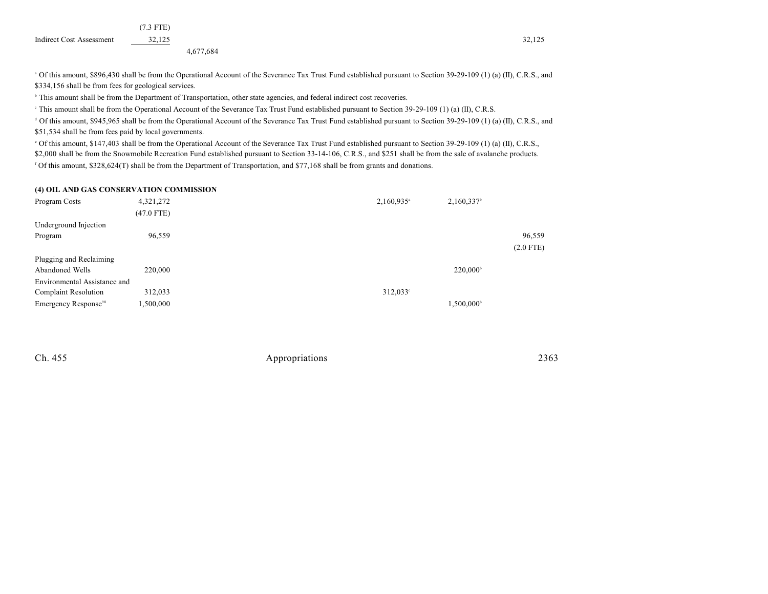| | | | | | | |
|---|---|---|---|---|---|---|
| | (7.3 FTE) | | | | | |
| Indirect Cost Assessment | 32,125 | | | | | 32,125 |
| | | 4,677,684 | | | | |

[a] Of this amount, $896,430 shall be from the Operational Account of the Severance Tax Trust Fund established pursuant to Section 39-29-109 (1) (a) (II), C.R.S., and $334,156 shall be from fees for geological services.

[b] This amount shall be from the Department of Transportation, other state agencies, and federal indirect cost recoveries.

[c] This amount shall be from the Operational Account of the Severance Tax Trust Fund established pursuant to Section 39-29-109 (1) (a) (II), C.R.S.

[d] Of this amount, $945,965 shall be from the Operational Account of the Severance Tax Trust Fund established pursuant to Section 39-29-109 (1) (a) (II), C.R.S., and $51,534 shall be from fees paid by local governments.

[e] Of this amount, $147,403 shall be from the Operational Account of the Severance Tax Trust Fund established pursuant to Section 39-29-109 (1) (a) (II), C.R.S., $2,000 shall be from the Snowmobile Recreation Fund established pursuant to Section 33-14-106, C.R.S., and $251 shall be from the sale of avalanche products.

[f] Of this amount, $328,624(T) shall be from the Department of Transportation, and $77,168 shall be from grants and donations.

**(4) OIL AND GAS CONSERVATION COMMISSION**

| | | | | | | |
|---|---|---|---|---|---|---|
| Program Costs | 4,321,272 | | | 2,160,935[a] | 2,160,337[b] | |
| | (47.0 FTE) | | | | | |
| Underground Injection Program | 96,559 | | | | | 96,559 |
| | | | | | | (2.0 FTE) |
| Plugging and Reclaiming Abandoned Wells | 220,000 | | | | 220,000[b] | |
| Environmental Assistance and Complaint Resolution | 312,033 | | | 312,033[c] | | |
| Emergency Response[98] | 1,500,000 | | | | 1,500,000[b] | |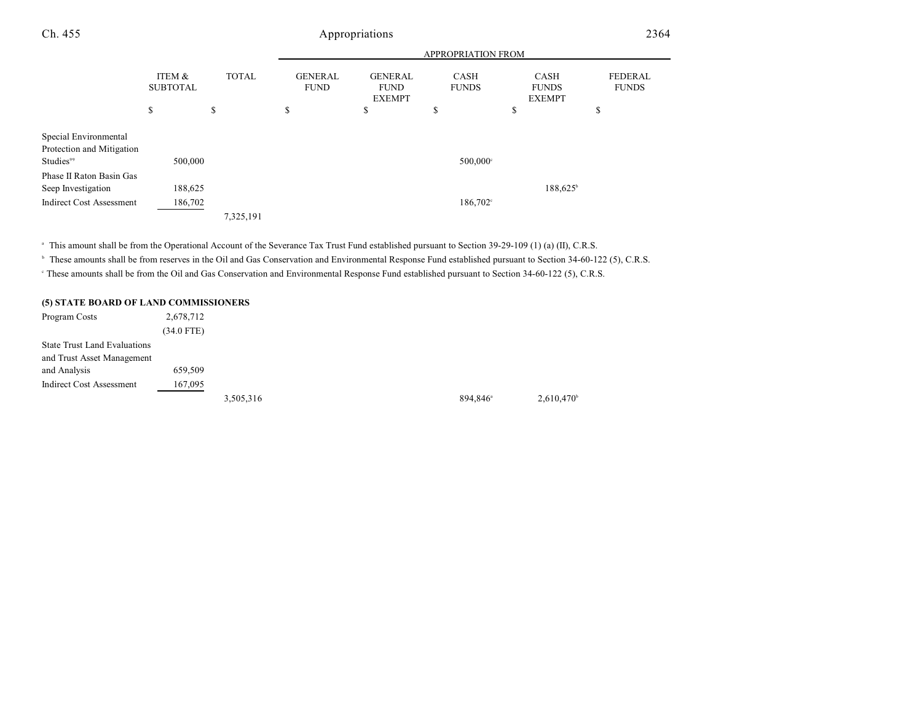| | ITEM & SUBTOTAL | TOTAL | GENERAL FUND | GENERAL FUND EXEMPT | CASH FUNDS | CASH FUNDS EXEMPT | FEDERAL FUNDS |
|---|---|---|---|---|---|---|---|
| | | | APPROPRIATION FROM | | | | |
| | $ | $ | $ | $ | $ | $ | $ |
| Special Environmental Protection and Mitigation Studies[99] | 500,000 | | | | 500,000[c] | | |
| Phase II Raton Basin Gas Seep Investigation | 188,625 | | | | | 188,625[b] | |
| Indirect Cost Assessment | 186,702 | | | | 186,702[c] | | |
| | | 7,325,191 | | | | | |

[a] This amount shall be from the Operational Account of the Severance Tax Trust Fund established pursuant to Section 39-29-109 (1) (a) (II), C.R.S.

[b] These amounts shall be from reserves in the Oil and Gas Conservation and Environmental Response Fund established pursuant to Section 34-60-122 (5), C.R.S.

[c] These amounts shall be from the Oil and Gas Conservation and Environmental Response Fund established pursuant to Section 34-60-122 (5), C.R.S.

**(5) STATE BOARD OF LAND COMMISSIONERS**

| | ITEM & SUBTOTAL | TOTAL | GENERAL FUND | GENERAL FUND EXEMPT | CASH FUNDS | CASH FUNDS EXEMPT | FEDERAL FUNDS |
|---|---|---|---|---|---|---|---|
| Program Costs | 2,678,712 | | | | | | |
| | (34.0 FTE) | | | | | | |
| State Trust Land Evaluations and Trust Asset Management and Analysis | 659,509 | | | | | | |
| Indirect Cost Assessment | 167,095 | | | | | | |
| | | 3,505,316 | | | 894,846[a] | 2,610,470[b] | |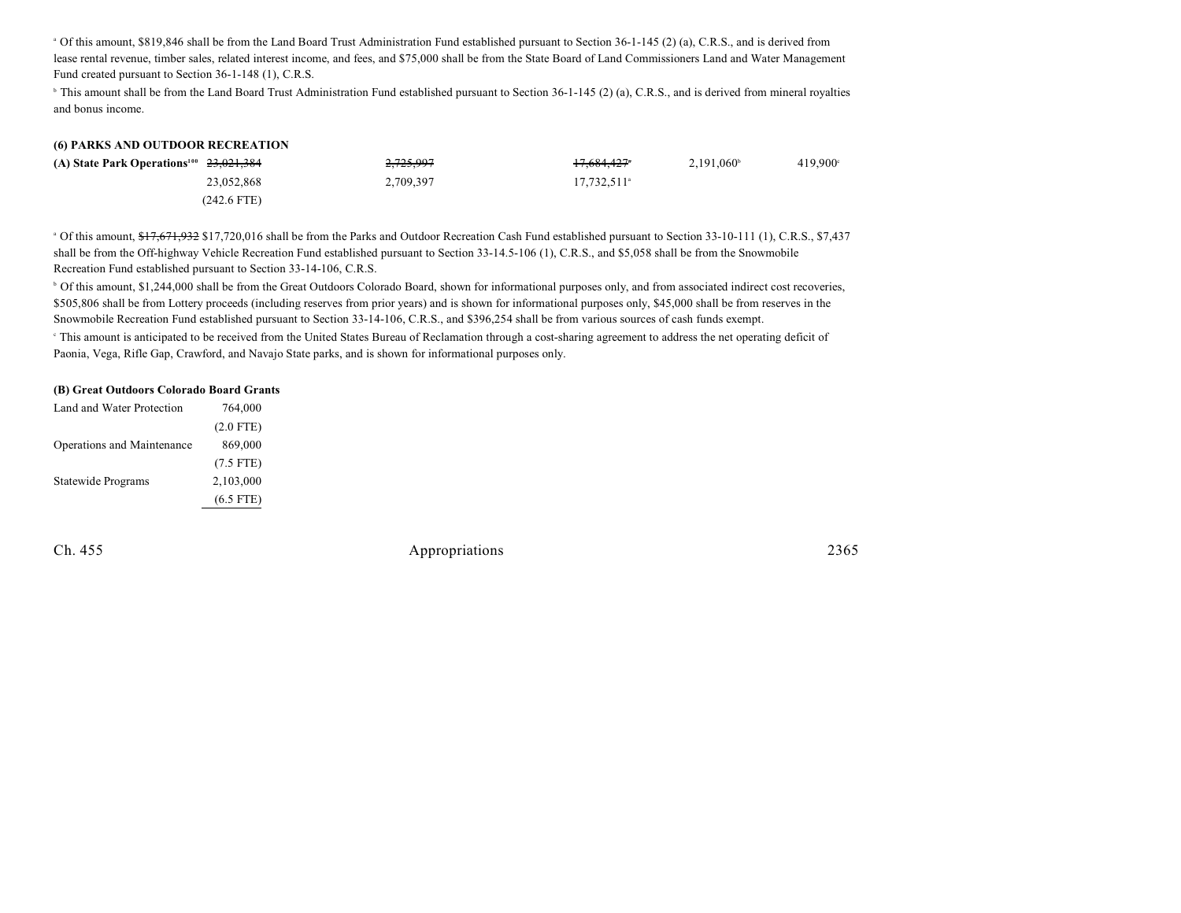[a] Of this amount, $819,846 shall be from the Land Board Trust Administration Fund established pursuant to Section 36-1-145 (2) (a), C.R.S., and is derived from lease rental revenue, timber sales, related interest income, and fees, and $75,000 shall be from the State Board of Land Commissioners Land and Water Management Fund created pursuant to Section 36-1-148 (1), C.R.S.

[b] This amount shall be from the Land Board Trust Administration Fund established pursuant to Section 36-1-145 (2) (a), C.R.S., and is derived from mineral royalties and bonus income.

**(6) PARKS AND OUTDOOR RECREATION**

| | | | | | |
|---|---|---|---|---|---|
| **(A) State Park Operations**[100] | ~~23,021,384~~ | ~~2,725,997~~ | ~~17,684,427~~[a] | 2,191,060[b] | 419,900[c] |
| | 23,052,868 | 2,709,397 | 17,732,511[a] | | |
| | (242.6 FTE) | | | | |

[a] Of this amount, ~~$17,671,932~~ $17,720,016 shall be from the Parks and Outdoor Recreation Cash Fund established pursuant to Section 33-10-111 (1), C.R.S., $7,437 shall be from the Off-highway Vehicle Recreation Fund established pursuant to Section 33-14.5-106 (1), C.R.S., and $5,058 shall be from the Snowmobile Recreation Fund established pursuant to Section 33-14-106, C.R.S.

[b] Of this amount, $1,244,000 shall be from the Great Outdoors Colorado Board, shown for informational purposes only, and from associated indirect cost recoveries, $505,806 shall be from Lottery proceeds (including reserves from prior years) and is shown for informational purposes only, $45,000 shall be from reserves in the Snowmobile Recreation Fund established pursuant to Section 33-14-106, C.R.S., and $396,254 shall be from various sources of cash funds exempt.

[c] This amount is anticipated to be received from the United States Bureau of Reclamation through a cost-sharing agreement to address the net operating deficit of Paonia, Vega, Rifle Gap, Crawford, and Navajo State parks, and is shown for informational purposes only.

**(B) Great Outdoors Colorado Board Grants**

| | |
|---|---|
| Land and Water Protection | 764,000 |
| | (2.0 FTE) |
| Operations and Maintenance | 869,000 |
| | (7.5 FTE) |
| Statewide Programs | 2,103,000 |
| | (6.5 FTE) |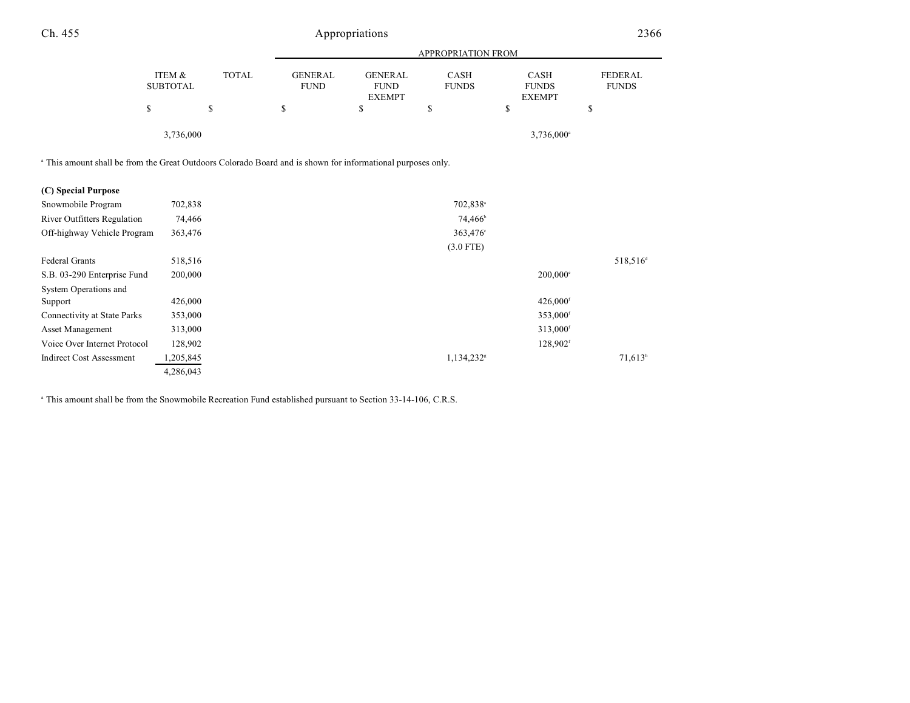| | ITEM & SUBTOTAL | TOTAL | GENERAL FUND | GENERAL FUND EXEMPT | CASH FUNDS | CASH FUNDS EXEMPT | FEDERAL FUNDS |
|---|---|---|---|---|---|---|---|
| | | | APPROPRIATION FROM | | | | |
| | $ | $ | $ | $ | $ | $ | $ |
| | 3,736,000 | | | | | 3,736,000[a] | |

[a] This amount shall be from the Great Outdoors Colorado Board and is shown for informational purposes only.

| | ITEM & SUBTOTAL | TOTAL | GENERAL FUND | GENERAL FUND EXEMPT | CASH FUNDS | CASH FUNDS EXEMPT | FEDERAL FUNDS |
|---|---|---|---|---|---|---|---|
| **(C) Special Purpose** | | | | | | | |
| Snowmobile Program | 702,838 | | | | 702,838[a] | | |
| River Outfitters Regulation | 74,466 | | | | 74,466[b] | | |
| Off-highway Vehicle Program | 363,476 | | | | 363,476[c] | | |
| | | | | | (3.0 FTE) | | |
| Federal Grants | 518,516 | | | | | | 518,516[d] |
| S.B. 03-290 Enterprise Fund | 200,000 | | | | | 200,000[e] | |
| System Operations and Support | 426,000 | | | | | 426,000[f] | |
| Connectivity at State Parks | 353,000 | | | | | 353,000[f] | |
| Asset Management | 313,000 | | | | | 313,000[f] | |
| Voice Over Internet Protocol | 128,902 | | | | | 128,902[f] | |
| Indirect Cost Assessment | 1,205,845 | | | | 1,134,232[g] | | 71,613[h] |
| | 4,286,043 | | | | | | |

[a] This amount shall be from the Snowmobile Recreation Fund established pursuant to Section 33-14-106, C.R.S.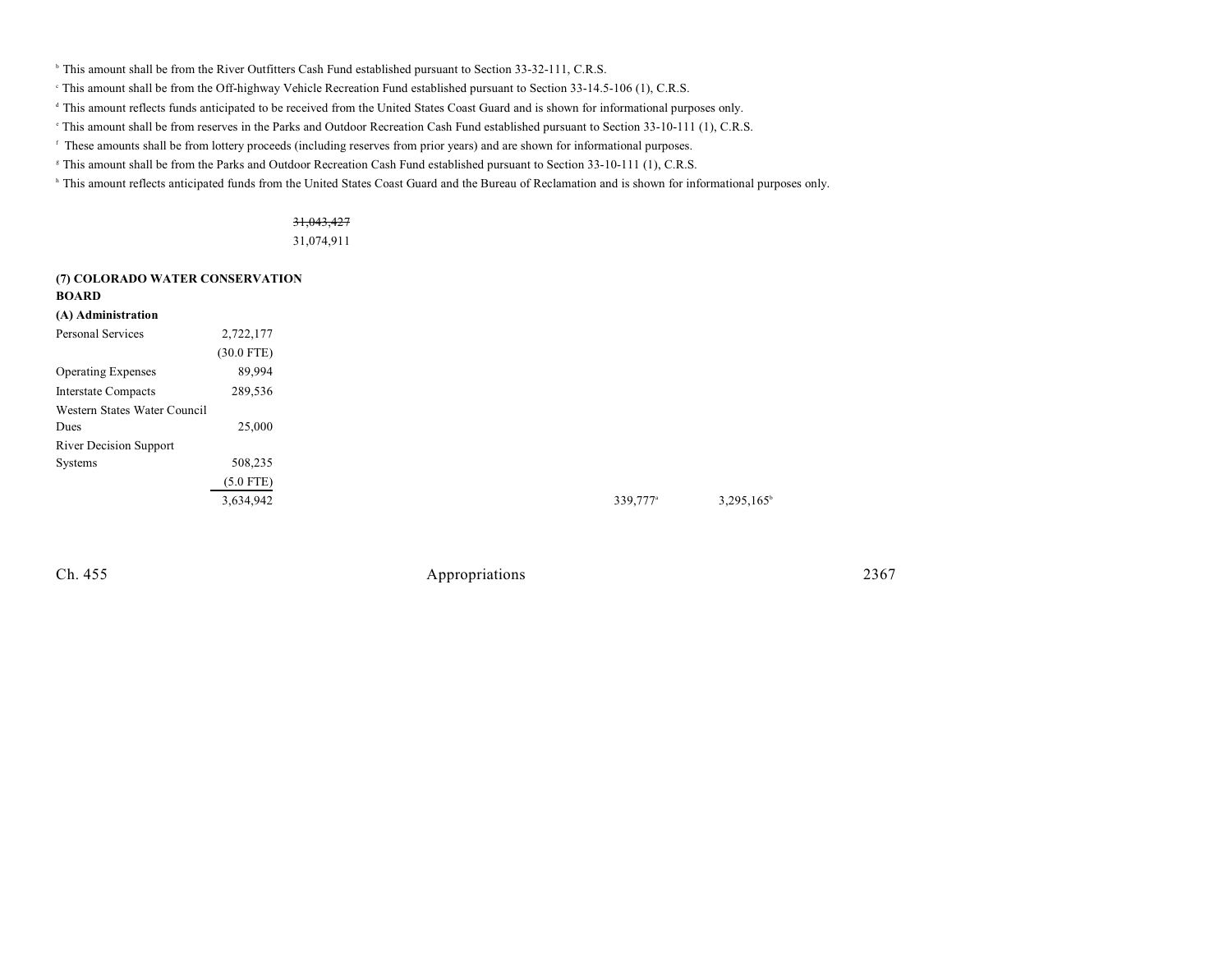[b] This amount shall be from the River Outfitters Cash Fund established pursuant to Section 33-32-111, C.R.S.

[c] This amount shall be from the Off-highway Vehicle Recreation Fund established pursuant to Section 33-14.5-106 (1), C.R.S.

[d] This amount reflects funds anticipated to be received from the United States Coast Guard and is shown for informational purposes only.

[e] This amount shall be from reserves in the Parks and Outdoor Recreation Cash Fund established pursuant to Section 33-10-111 (1), C.R.S.

[f] These amounts shall be from lottery proceeds (including reserves from prior years) and are shown for informational purposes.

[g] This amount shall be from the Parks and Outdoor Recreation Cash Fund established pursuant to Section 33-10-111 (1), C.R.S.

[h] This amount reflects anticipated funds from the United States Coast Guard and the Bureau of Reclamation and is shown for informational purposes only.

~~31,043,427~~
31,074,911

**(7) COLORADO WATER CONSERVATION BOARD**

**(A) Administration**

| | | | | | |
|---|---|---|---|---|---|
| Personal Services | 2,722,177 | | | | |
| | (30.0 FTE) | | | | |
| Operating Expenses | 89,994 | | | | |
| Interstate Compacts | 289,536 | | | | |
| Western States Water Council Dues | 25,000 | | | | |
| River Decision Support Systems | 508,235 | | | | |
| | (5.0 FTE) | | | | |
| | 3,634,942 | | | 339,777[a] | 3,295,165[b] |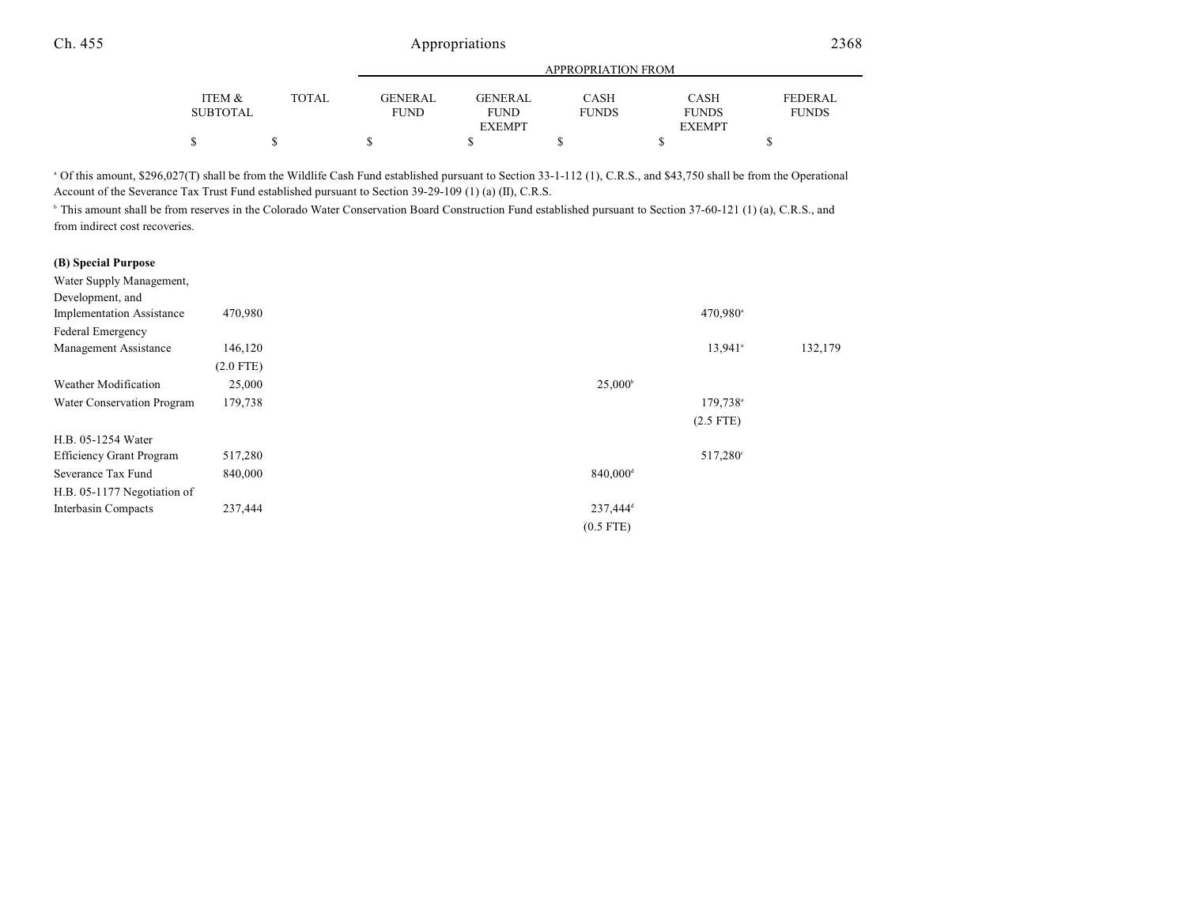| | ITEM & SUBTOTAL | TOTAL | GENERAL FUND | GENERAL FUND EXEMPT | CASH FUNDS | CASH FUNDS EXEMPT | FEDERAL FUNDS |
|---|---|---|---|---|---|---|---|
| | | | APPROPRIATION FROM | | | | |
| | $ | $ | $ | $ | $ | $ | $ |

[a] Of this amount, $296,027(T) shall be from the Wildlife Cash Fund established pursuant to Section 33-1-112 (1), C.R.S., and $43,750 shall be from the Operational Account of the Severance Tax Trust Fund established pursuant to Section 39-29-109 (1) (a) (II), C.R.S.

[b] This amount shall be from reserves in the Colorado Water Conservation Board Construction Fund established pursuant to Section 37-60-121 (1) (a), C.R.S., and from indirect cost recoveries.

**(B) Special Purpose**

| | ITEM & SUBTOTAL | TOTAL | GENERAL FUND | GENERAL FUND EXEMPT | CASH FUNDS | CASH FUNDS EXEMPT | FEDERAL FUNDS |
|---|---|---|---|---|---|---|---|
| Water Supply Management, Development, and Implementation Assistance | 470,980 | | | | | 470,980[a] | |
| Federal Emergency Management Assistance | 146,120 | | | | | 13,941[a] | 132,179 |
| | (2.0 FTE) | | | | | | |
| Weather Modification | 25,000 | | | | 25,000[b] | | |
| Water Conservation Program | 179,738 | | | | | 179,738[a] | |
| | | | | | | (2.5 FTE) | |
| H.B. 05-1254 Water Efficiency Grant Program | 517,280 | | | | | 517,280[c] | |
| Severance Tax Fund | 840,000 | | | | 840,000[d] | | |
| H.B. 05-1177 Negotiation of Interbasin Compacts | 237,444 | | | | 237,444[d] | | |
| | | | | | (0.5 FTE) | | |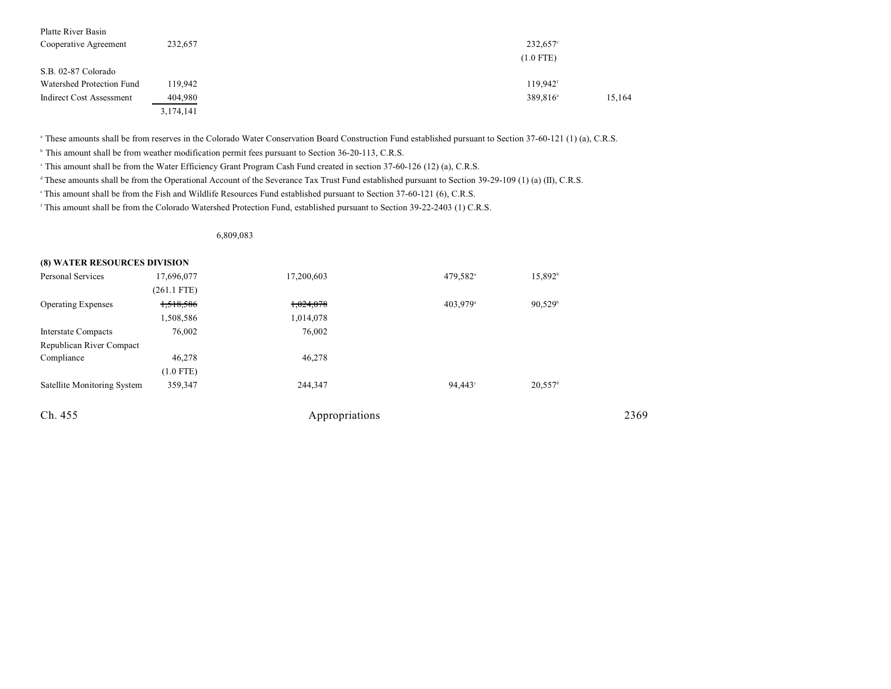| | | | | | | |
|---|---|---|---|---|---|---|
| Platte River Basin Cooperative Agreement | 232,657 | | | | 232,657[e] | |
| | | | | | (1.0 FTE) | |
| S.B. 02-87 Colorado Watershed Protection Fund | 119,942 | | | | 119,942[f] | |
| Indirect Cost Assessment | 404,980 | | | | 389,816[a] | 15,164 |
| | 3,174,141 | | | | | |

[a] These amounts shall be from reserves in the Colorado Water Conservation Board Construction Fund established pursuant to Section 37-60-121 (1) (a), C.R.S.

[b] This amount shall be from weather modification permit fees pursuant to Section 36-20-113, C.R.S.

[c] This amount shall be from the Water Efficiency Grant Program Cash Fund created in section 37-60-126 (12) (a), C.R.S.

[d] These amounts shall be from the Operational Account of the Severance Tax Trust Fund established pursuant to Section 39-29-109 (1) (a) (II), C.R.S.

[e] This amount shall be from the Fish and Wildlife Resources Fund established pursuant to Section 37-60-121 (6), C.R.S.

[f] This amount shall be from the Colorado Watershed Protection Fund, established pursuant to Section 39-22-2403 (1) C.R.S.

| | | | | | | |
|---|---|---|---|---|---|---|
| | | 6,809,083 | | | | |
| **(8) WATER RESOURCES DIVISION** | | | | | | |
| Personal Services | 17,696,077 | | 17,200,603 | 479,582[a] | 15,892[b] | |
| | (261.1 FTE) | | | | | |
| Operating Expenses | ~~1,518,586~~ | | ~~1,024,078~~ | 403,979[a] | 90,529[b] | |
| | 1,508,586 | | 1,014,078 | | | |
| Interstate Compacts | 76,002 | | 76,002 | | | |
| Republican River Compact Compliance | 46,278 | | 46,278 | | | |
| | (1.0 FTE) | | | | | |
| Satellite Monitoring System | 359,347 | | 244,347 | 94,443[c] | 20,557[d] | |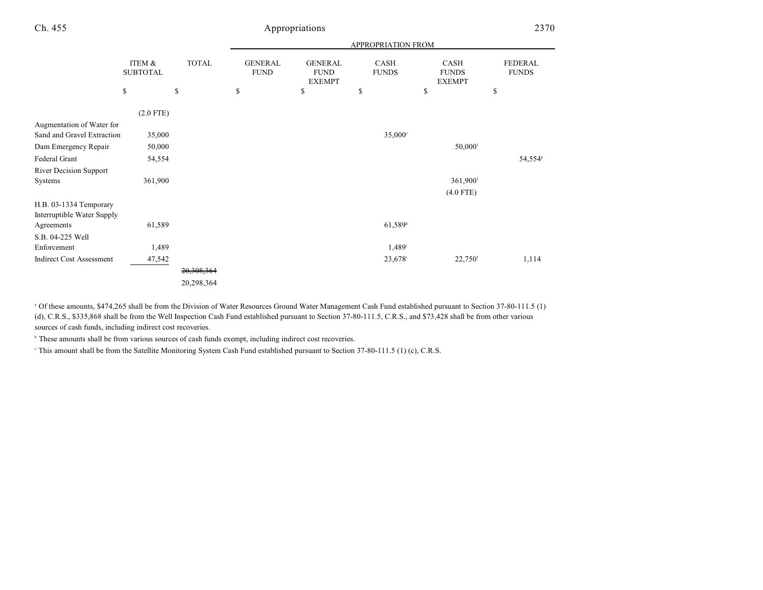| | ITEM & SUBTOTAL | TOTAL | APPROPRIATION FROM | | | | |
|---|---|---|---|---|---|---|---|
| | | | GENERAL FUND | GENERAL FUND EXEMPT | CASH FUNDS | CASH FUNDS EXEMPT | FEDERAL FUNDS |
| | $ | $ | $ | $ | $ | $ | $ |
| | (2.0 FTE) | | | | | | |
| Augmentation of Water for Sand and Gravel Extraction | 35,000 | | | | 35,000[c] | | |
| Dam Emergency Repair | 50,000 | | | | | 50,000[f] | |
| Federal Grant | 54,554 | | | | | | 54,554[g] |
| River Decision Support Systems | 361,900 | | | | | 361,900[f] | |
| | | | | | | (4.0 FTE) | |
| H.B. 03-1334 Temporary Interruptible Water Supply Agreements | 61,589 | | | | 61,589[h] | | |
| S.B. 04-225 Well Enforcement | 1,489 | | | | 1,489[i] | | |
| Indirect Cost Assessment | 47,542 | | | | 23,678[j] | 22,750[f] | 1,114 |
| | | ~~20,308,364~~ | | | | | |
| | | 20,298,364 | | | | | |

[a] Of these amounts, $474,265 shall be from the Division of Water Resources Ground Water Management Cash Fund established pursuant to Section 37-80-111.5 (1) (d), C.R.S., $335,868 shall be from the Well Inspection Cash Fund established pursuant to Section 37-80-111.5, C.R.S., and $73,428 shall be from other various sources of cash funds, including indirect cost recoveries.

[b] These amounts shall be from various sources of cash funds exempt, including indirect cost recoveries.

[c] This amount shall be from the Satellite Monitoring System Cash Fund established pursuant to Section 37-80-111.5 (1) (c), C.R.S.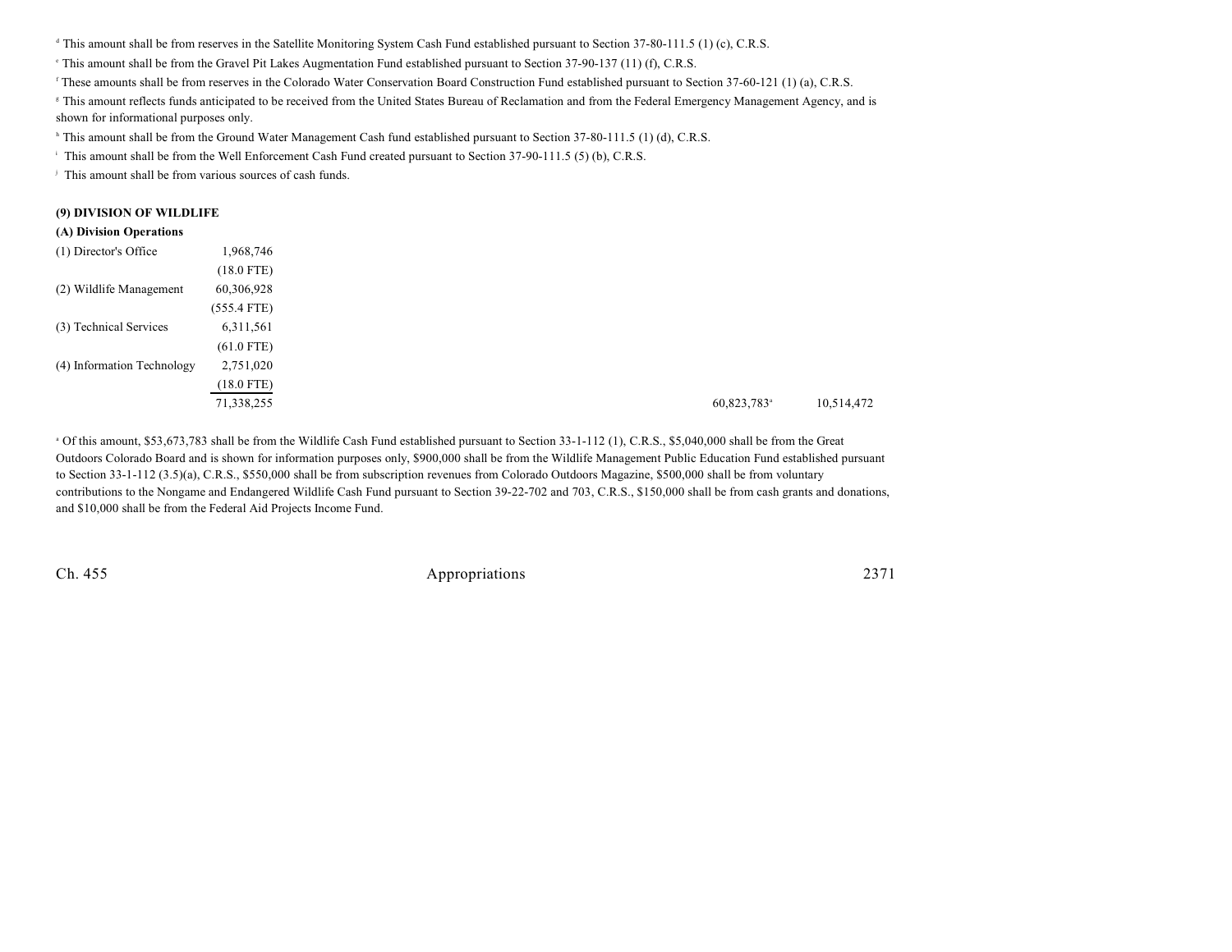[d] This amount shall be from reserves in the Satellite Monitoring System Cash Fund established pursuant to Section 37-80-111.5 (1) (c), C.R.S.

[e] This amount shall be from the Gravel Pit Lakes Augmentation Fund established pursuant to Section 37-90-137 (11) (f), C.R.S.

[f] These amounts shall be from reserves in the Colorado Water Conservation Board Construction Fund established pursuant to Section 37-60-121 (1) (a), C.R.S.

[g] This amount reflects funds anticipated to be received from the United States Bureau of Reclamation and from the Federal Emergency Management Agency, and is shown for informational purposes only.

[h] This amount shall be from the Ground Water Management Cash fund established pursuant to Section 37-80-111.5 (1) (d), C.R.S.

[i] This amount shall be from the Well Enforcement Cash Fund created pursuant to Section 37-90-111.5 (5) (b), C.R.S.

[j] This amount shall be from various sources of cash funds.

**(9) DIVISION OF WILDLIFE**

**(A) Division Operations**

| | | | |
|---|---|---|---|
| (1) Director's Office | 1,968,746 | | |
| | (18.0 FTE) | | |
| (2) Wildlife Management | 60,306,928 | | |
| | (555.4 FTE) | | |
| (3) Technical Services | 6,311,561 | | |
| | (61.0 FTE) | | |
| (4) Information Technology | 2,751,020 | | |
| | (18.0 FTE) | | |
| | 71,338,255 | 60,823,783[a] | 10,514,472 |

[a] Of this amount, $53,673,783 shall be from the Wildlife Cash Fund established pursuant to Section 33-1-112 (1), C.R.S., $5,040,000 shall be from the Great Outdoors Colorado Board and is shown for information purposes only, $900,000 shall be from the Wildlife Management Public Education Fund established pursuant to Section 33-1-112 (3.5)(a), C.R.S., $550,000 shall be from subscription revenues from Colorado Outdoors Magazine, $500,000 shall be from voluntary contributions to the Nongame and Endangered Wildlife Cash Fund pursuant to Section 39-22-702 and 703, C.R.S., $150,000 shall be from cash grants and donations, and $10,000 shall be from the Federal Aid Projects Income Fund.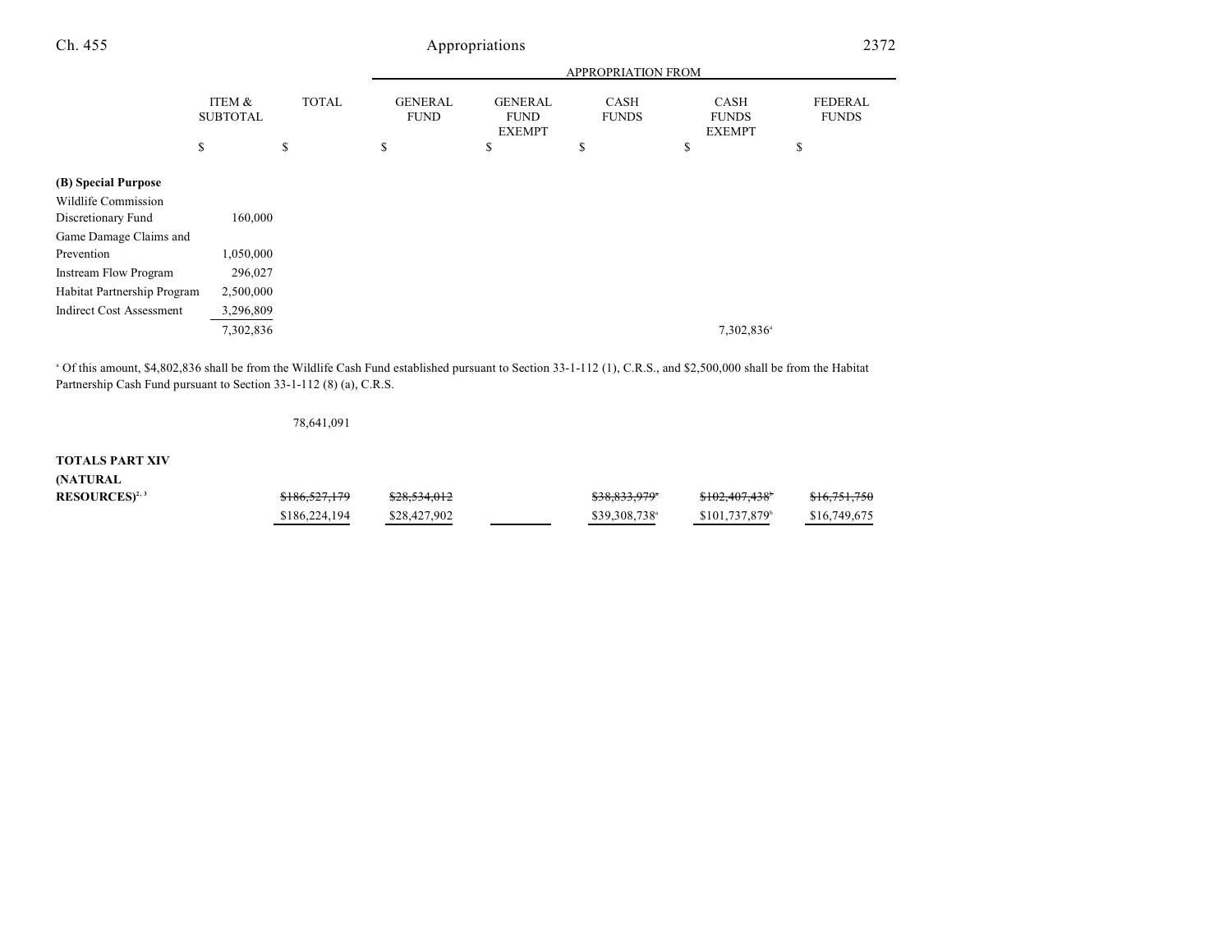| | ITEM & SUBTOTAL | TOTAL | GENERAL FUND | GENERAL FUND EXEMPT | CASH FUNDS | CASH FUNDS EXEMPT | FEDERAL FUNDS |
|---|---|---|---|---|---|---|---|
| | | | APPROPRIATION FROM | | | | |
| | $ | $ | $ | $ | $ | $ | $ |
| **(B) Special Purpose** | | | | | | | |
| Wildlife Commission Discretionary Fund | 160,000 | | | | | | |
| Game Damage Claims and Prevention | 1,050,000 | | | | | | |
| Instream Flow Program | 296,027 | | | | | | |
| Habitat Partnership Program | 2,500,000 | | | | | | |
| Indirect Cost Assessment | 3,296,809 | | | | | | |
| | 7,302,836 | | | | | 7,302,836[a] | |

[a] Of this amount, $4,802,836 shall be from the Wildlife Cash Fund established pursuant to Section 33-1-112 (1), C.R.S., and $2,500,000 shall be from the Habitat Partnership Cash Fund pursuant to Section 33-1-112 (8) (a), C.R.S.

| | ITEM & SUBTOTAL | TOTAL | GENERAL FUND | GENERAL FUND EXEMPT | CASH FUNDS | CASH FUNDS EXEMPT | FEDERAL FUNDS |
|---|---|---|---|---|---|---|---|
| | | 78,641,091 | | | | | |
| **TOTALS PART XIV (NATURAL RESOURCES)**[2, 3] | | ~~$186,527,179~~ | ~~$28,534,012~~ | | ~~$38,833,979[a]~~ | ~~$102,407,438[b]~~ | ~~$16,751,750~~ |
| | | $186,224,194 | $28,427,902 | | $39,308,738[a] | $101,737,879[b] | $16,749,675 |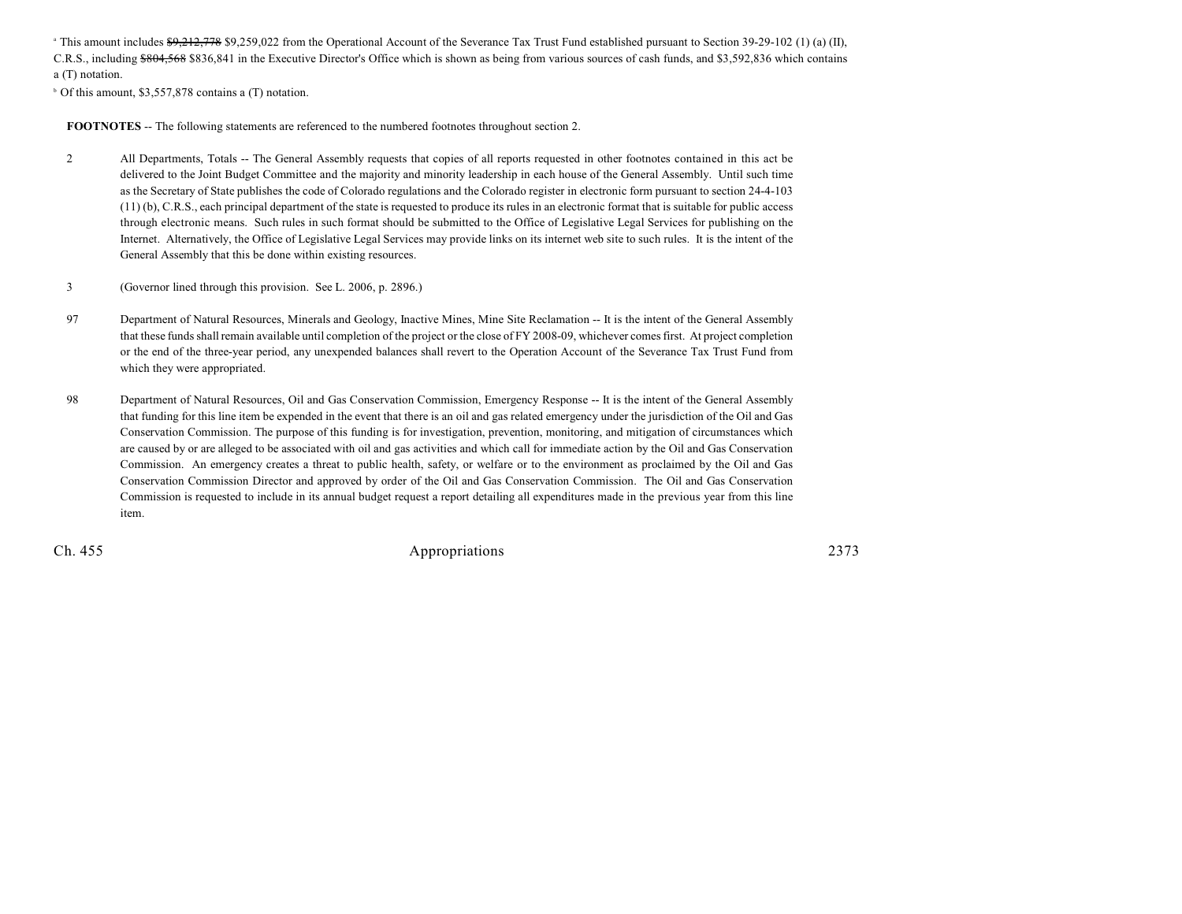[a] This amount includes ~~$9,212,778~~ $9,259,022 from the Operational Account of the Severance Tax Trust Fund established pursuant to Section 39-29-102 (1) (a) (II), C.R.S., including ~~$804,568~~ $836,841 in the Executive Director's Office which is shown as being from various sources of cash funds, and $3,592,836 which contains a (T) notation.

[b] Of this amount, $3,557,878 contains a (T) notation.

**FOOTNOTES** -- The following statements are referenced to the numbered footnotes throughout section 2.

2 All Departments, Totals -- The General Assembly requests that copies of all reports requested in other footnotes contained in this act be delivered to the Joint Budget Committee and the majority and minority leadership in each house of the General Assembly. Until such time as the Secretary of State publishes the code of Colorado regulations and the Colorado register in electronic form pursuant to section 24-4-103 (11) (b), C.R.S., each principal department of the state is requested to produce its rules in an electronic format that is suitable for public access through electronic means. Such rules in such format should be submitted to the Office of Legislative Legal Services for publishing on the Internet. Alternatively, the Office of Legislative Legal Services may provide links on its internet web site to such rules. It is the intent of the General Assembly that this be done within existing resources.

3 (Governor lined through this provision. See L. 2006, p. 2896.)

97 Department of Natural Resources, Minerals and Geology, Inactive Mines, Mine Site Reclamation -- It is the intent of the General Assembly that these funds shall remain available until completion of the project or the close of FY 2008-09, whichever comes first. At project completion or the end of the three-year period, any unexpended balances shall revert to the Operation Account of the Severance Tax Trust Fund from which they were appropriated.

98 Department of Natural Resources, Oil and Gas Conservation Commission, Emergency Response -- It is the intent of the General Assembly that funding for this line item be expended in the event that there is an oil and gas related emergency under the jurisdiction of the Oil and Gas Conservation Commission. The purpose of this funding is for investigation, prevention, monitoring, and mitigation of circumstances which are caused by or are alleged to be associated with oil and gas activities and which call for immediate action by the Oil and Gas Conservation Commission. An emergency creates a threat to public health, safety, or welfare or to the environment as proclaimed by the Oil and Gas Conservation Commission Director and approved by order of the Oil and Gas Conservation Commission. The Oil and Gas Conservation Commission is requested to include in its annual budget request a report detailing all expenditures made in the previous year from this line item.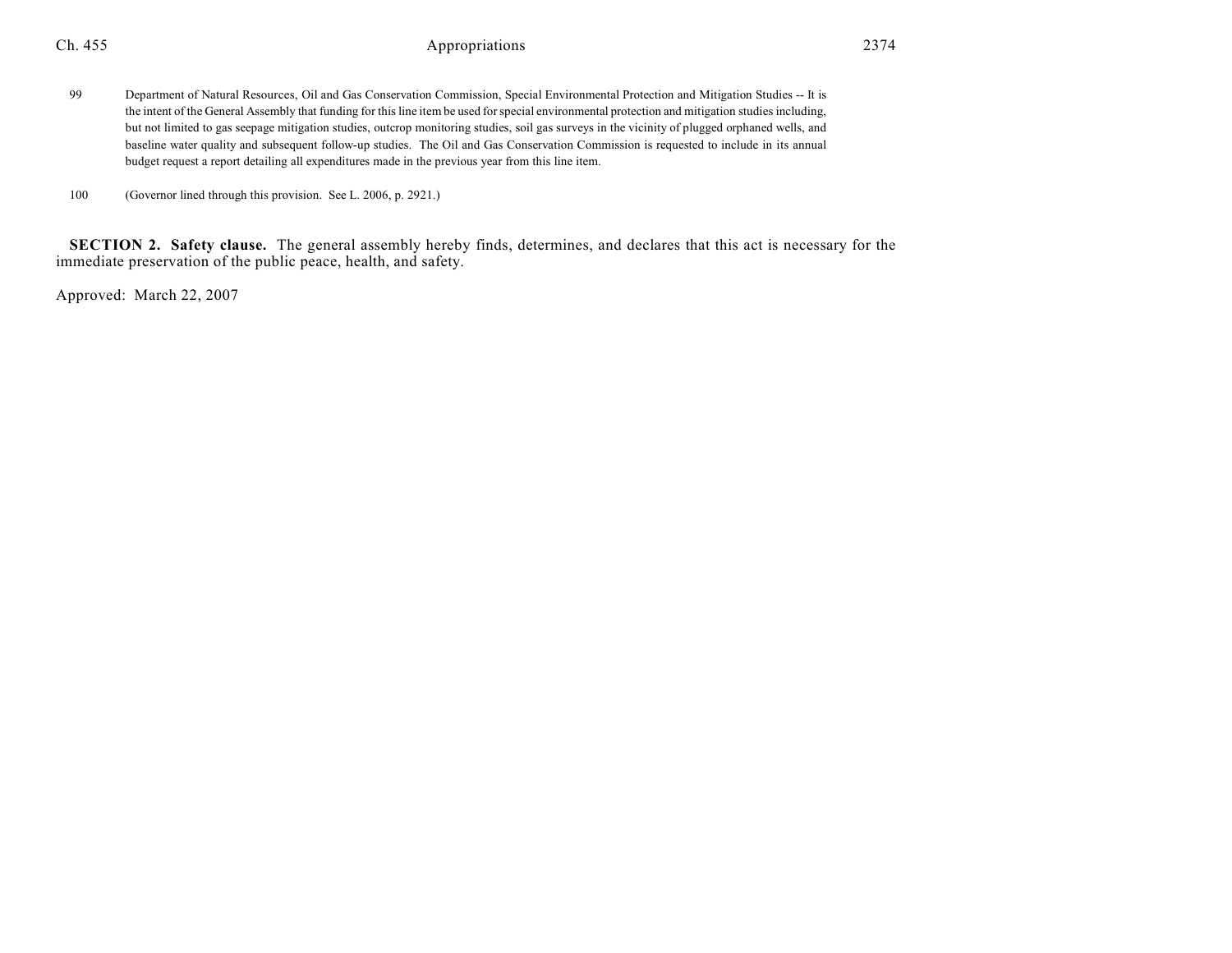99 Department of Natural Resources, Oil and Gas Conservation Commission, Special Environmental Protection and Mitigation Studies -- It is the intent of the General Assembly that funding for this line item be used for special environmental protection and mitigation studies including, but not limited to gas seepage mitigation studies, outcrop monitoring studies, soil gas surveys in the vicinity of plugged orphaned wells, and baseline water quality and subsequent follow-up studies. The Oil and Gas Conservation Commission is requested to include in its annual budget request a report detailing all expenditures made in the previous year from this line item.

100 (Governor lined through this provision. See L. 2006, p. 2921.)

**SECTION 2. Safety clause.** The general assembly hereby finds, determines, and declares that this act is necessary for the immediate preservation of the public peace, health, and safety.

Approved: March 22, 2007